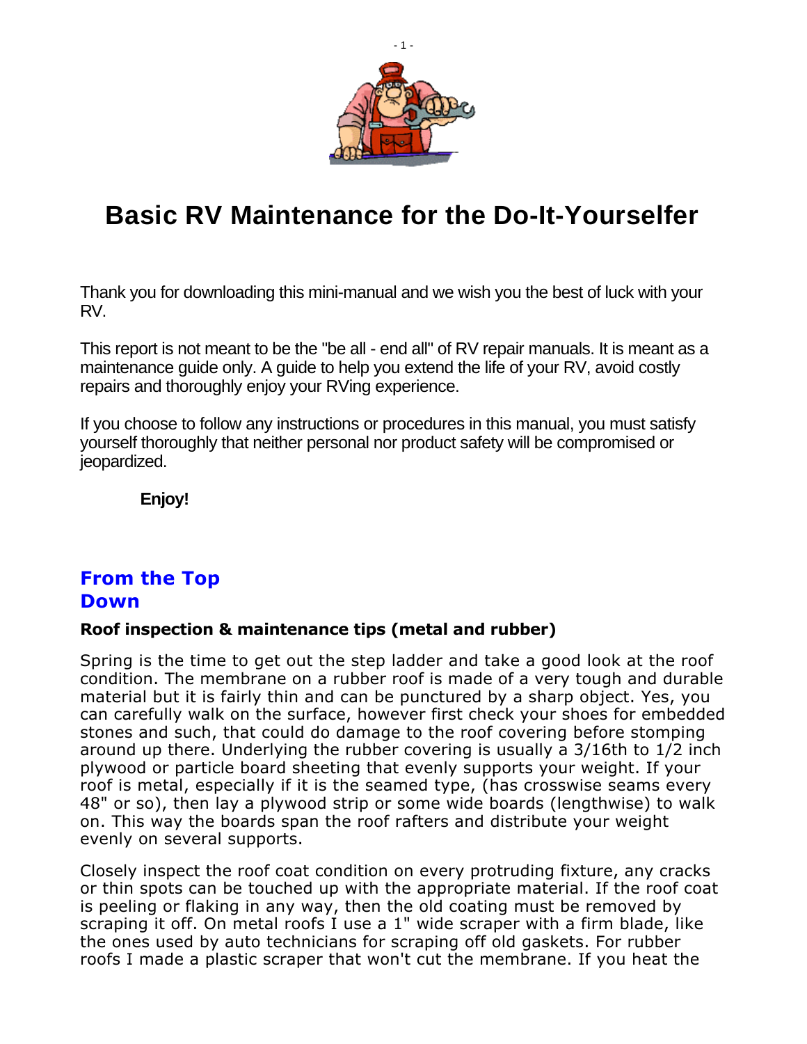# Basic RV Maintenance for the Do-It-Yourselfer

Thank you for downloading this mini-manual and we wish you the best of luck with your RV.

This report is not meant to be the "be all - end all" of RV repair manuals. It is meant as a maintenance guide only. A guide to help you extend the life of your RV, avoid costly repairs and thoroughly enjoy your RVing experience.

If you choose to follow any instructions or procedures in this manual, you must satisfy yourself thoroughly that neither personal nor product safety will be compromised or jeopardized.

**Enjoy!**

## From the Top Down

### Roof inspection & maintenance tips (metal and rubber)

Spring is the time to get out the step ladder and take a good look at the roof condition. The membrane on a rubber roof is made of a very tough and durable material but it is fairly thin and can be punctured by a sharp object. Yes, you can carefully walk on the surface, however first check your shoes for embedded stones and such, that could do damage to the roof covering before stomping around up there. Underlying the rubber covering is usually a 3/16th to 1/2 inch plywood or particle board sheeting that evenly supports your weight. If your roof is metal, especially if it is the seamed type, (has crosswise seams every 48" or so), then lay a plywood strip or some wide boards (lengthwise) to walk on. This way the boards span the roof rafters and distribute your weight evenly on several supports.

Closely inspect the roof coat condition on every protruding fixture, any cracks or thin spots can be touched up with the appropriate material. If the roof coat is peeling or flaking in any way, then the old coating must be removed by scraping it off. On metal roofs I use a 1" wide scraper with a firm blade, like the ones used by auto technicians for scraping off old gaskets. For rubber roofs I made a plastic scraper that won't cut the membrane. If you heat the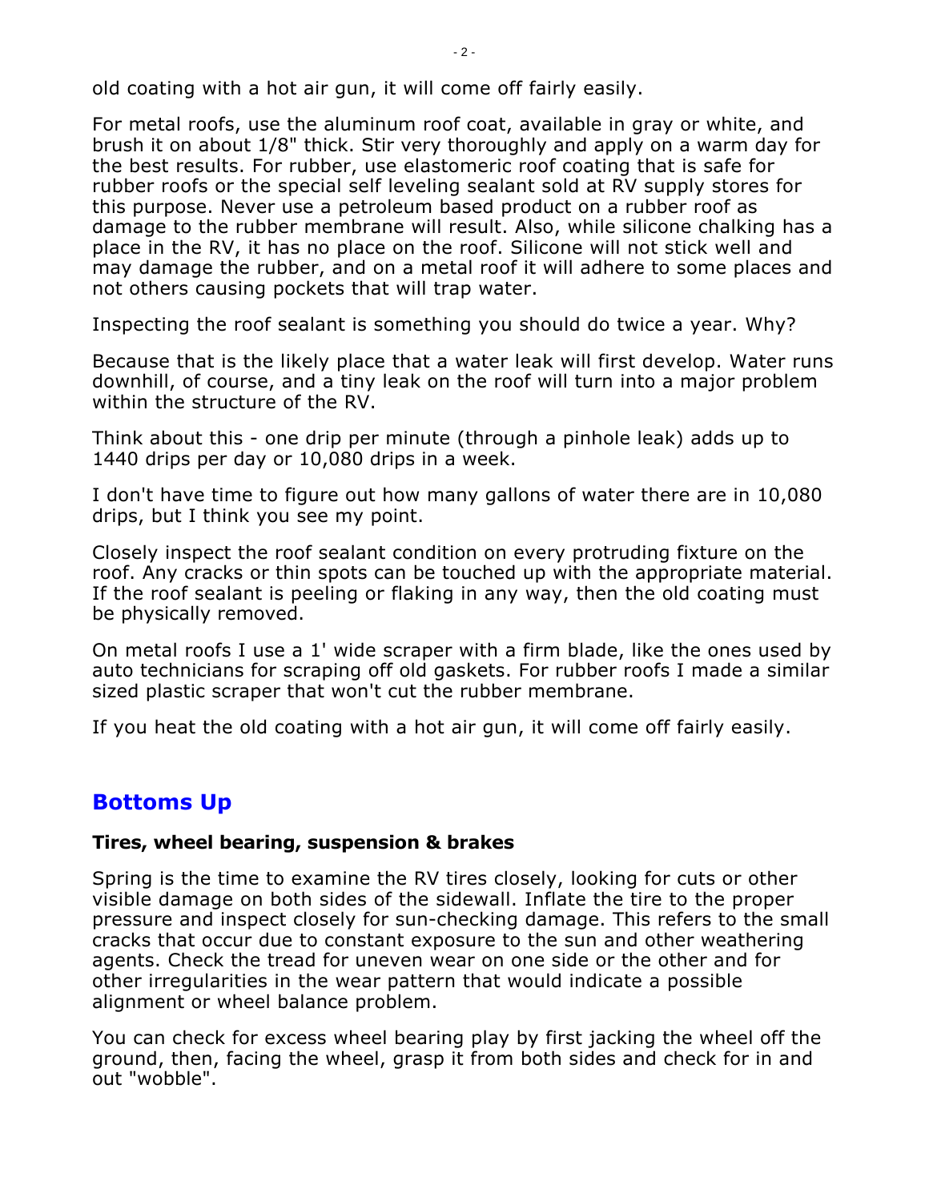old coating with a hot air gun, it will come off fairly easily.

For metal roofs, use the aluminum roof coat, available in gray or white, and brush it on about 1/8" thick. Stir very thoroughly and apply on a warm day for the best results. For rubber, use elastomeric roof coating that is safe for rubber roofs or the special self leveling sealant sold at RV supply stores for this purpose. Never use a petroleum based product on a rubber roof as damage to the rubber membrane will result. Also, while silicone chalking has a place in the RV, it has no place on the roof. Silicone will not stick well and may damage the rubber, and on a metal roof it will adhere to some places and not others causing pockets that will trap water.

Inspecting the roof sealant is something you should do twice a year. Why?

Because that is the likely place that a water leak will first develop. Water runs downhill, of course, and a tiny leak on the roof will turn into a major problem within the structure of the RV.

Think about this - one drip per minute (through a pinhole leak) adds up to 1440 drips per day or 10,080 drips in a week.

I don't have time to figure out how many gallons of water there are in 10,080 drips, but I think you see my point.

Closely inspect the roof sealant condition on every protruding fixture on the roof. Any cracks or thin spots can be touched up with the appropriate material. If the roof sealant is peeling or flaking in any way, then the old coating must be physically removed.

On metal roofs I use a 1' wide scraper with a firm blade, like the ones used by auto technicians for scraping off old gaskets. For rubber roofs I made a similar sized plastic scraper that won't cut the rubber membrane.

If you heat the old coating with a hot air gun, it will come off fairly easily.

## Bottoms Up

**Tires, wheel bearing, suspension & brakes**

Spring is the time to examine the RV tires closely, looking for cuts or other visible damage on both sides of the sidewall. Inflate the tire to the proper pressure and inspect closely for sun-checking damage. This refers to the small cracks that occur due to constant exposure to the sun and other weathering agents. Check the tread for uneven wear on one side or the other and for other irregularities in the wear pattern that would indicate a possible alignment or wheel balance problem.

You can check for excess wheel bearing play by first jacking the wheel off the ground, then, facing the wheel, grasp it from both sides and check for in and out "wobble".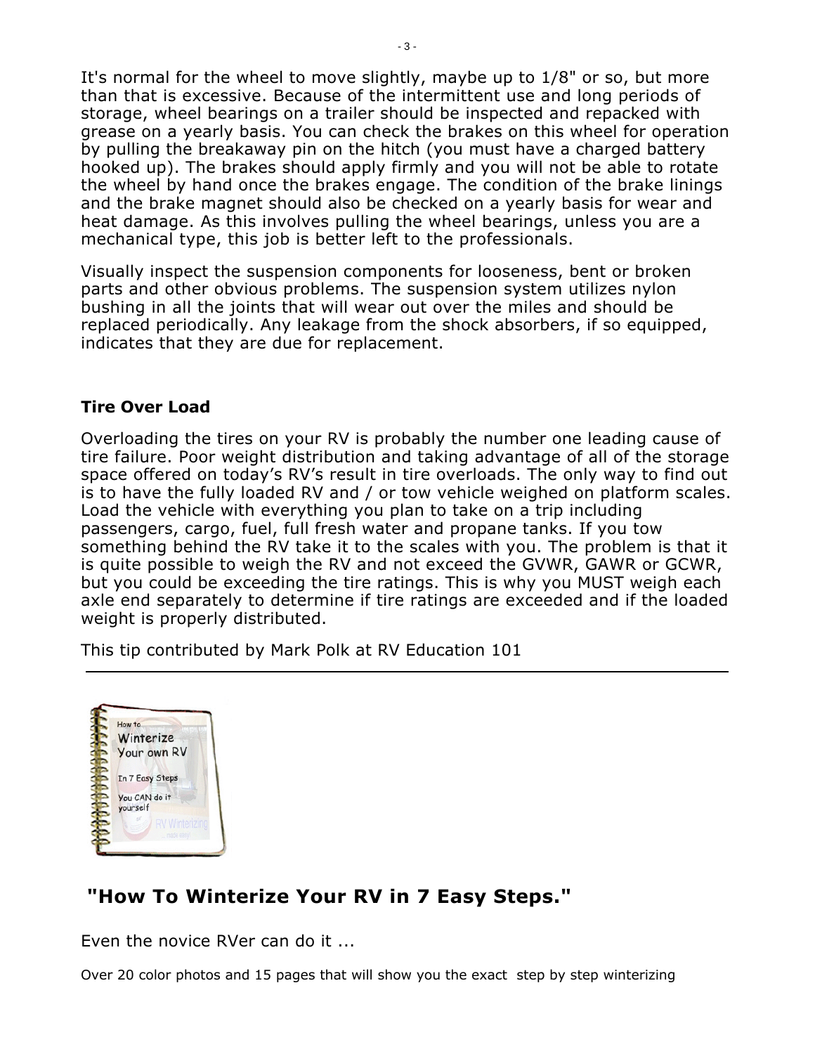It's normal for the wheel to move slightly, maybe up to 1/8" or so, but more than that is excessive. Because of the intermittent use and long periods of storage, wheel bearings on a trailer should be inspected and repacked with grease on a yearly basis. You can check the brakes on this wheel for operation by pulling the breakaway pin on the hitch (you must have a charged battery hooked up). The brakes should apply firmly and you will not be able to rotate the wheel by hand once the brakes engage. The condition of the brake linings and the brake magnet should also be checked on a yearly basis for wear and heat damage. As this involves pulling the wheel bearings, unless you are a mechanical type, this job is better left to the professionals.

Visually inspect the suspension components for looseness, bent or broken parts and other obvious problems. The suspension system utilizes nylon bushing in all the joints that will wear out over the miles and should be replaced periodically. Any leakage from the shock absorbers, if so equipped, indicates that they are due for replacement.

### Tire Over Load

Overloading the tires on your RV is probably the number one leading cause of tire failure. Poor weight distribution and taking advantage of all of the storage space offered on today's RV's result in tire overloads. The only way to find out is to have the fully loaded RV and / or tow vehicle weighed on platform scales. Load the vehicle with everything you plan to take on a trip including passengers, cargo, fuel, full fresh water and propane tanks. If you tow something behind the RV take it to the scales with you. The problem is that it is quite possible to weigh the RV and not exceed the GVWR, GAWR or GCWR, but you could be exceeding the tire ratings. This is why you MUST weigh each axle end separately to determine if tire ratings are exceeded and if the loaded weight is properly distributed.

This tip contributed by Mark Polk at RV Education 101

---

## "How To Winterize Your RV in 7 Easy Steps."

Even the novice RVer can do it ...

Over 20 color photos and 15 pages that will show you the exact step by step winterizing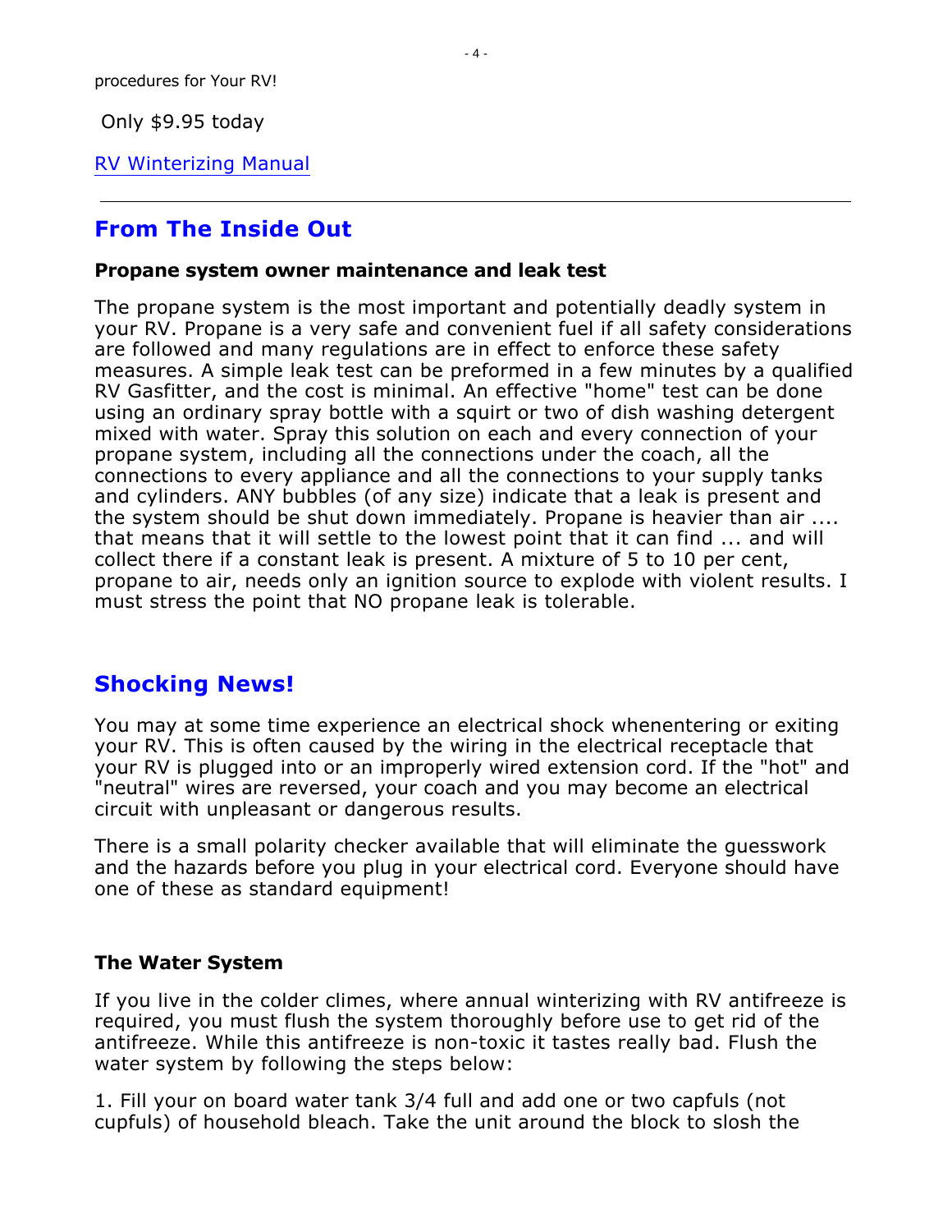procedures for Your RV!

Only $9.95 today

RV Winterizing Manual

---

## From The Inside Out

**Propane system owner maintenance and leak test**

The propane system is the most important and potentially deadly system in your RV. Propane is a very safe and convenient fuel if all safety considerations are followed and many regulations are in effect to enforce these safety measures. A simple leak test can be preformed in a few minutes by a qualified RV Gasfitter, and the cost is minimal. An effective "home" test can be done using an ordinary spray bottle with a squirt or two of dish washing detergent mixed with water. Spray this solution on each and every connection of your propane system, including all the connections under the coach, all the connections to every appliance and all the connections to your supply tanks and cylinders. ANY bubbles (of any size) indicate that a leak is present and the system should be shut down immediately. Propane is heavier than air .... that means that it will settle to the lowest point that it can find ... and will collect there if a constant leak is present. A mixture of 5 to 10 per cent, propane to air, needs only an ignition source to explode with violent results. I must stress the point that NO propane leak is tolerable.

## Shocking News!

You may at some time experience an electrical shock whenentering or exiting your RV. This is often caused by the wiring in the electrical receptacle that your RV is plugged into or an improperly wired extension cord. If the "hot" and "neutral" wires are reversed, your coach and you may become an electrical circuit with unpleasant or dangerous results.

There is a small polarity checker available that will eliminate the guesswork and the hazards before you plug in your electrical cord. Everyone should have one of these as standard equipment!

**The Water System**

If you live in the colder climes, where annual winterizing with RV antifreeze is required, you must flush the system thoroughly before use to get rid of the antifreeze. While this antifreeze is non-toxic it tastes really bad. Flush the water system by following the steps below:

1. Fill your on board water tank 3/4 full and add one or two capfuls (not cupfuls) of household bleach. Take the unit around the block to slosh the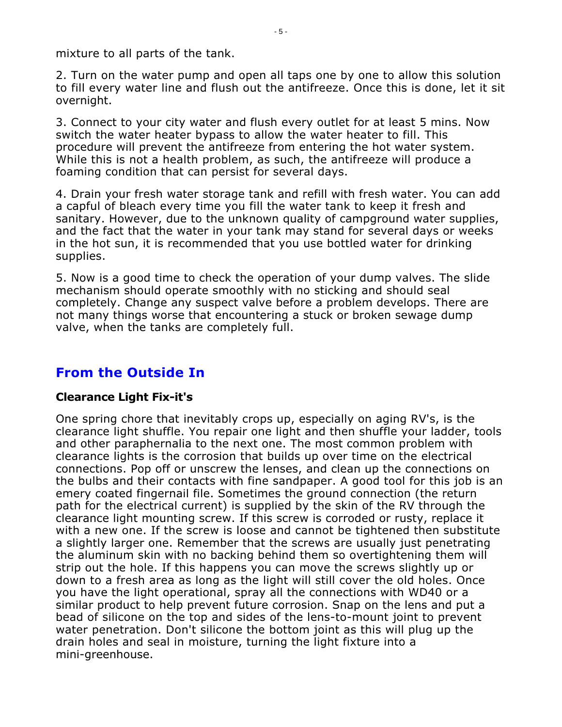mixture to all parts of the tank.

2. Turn on the water pump and open all taps one by one to allow this solution to fill every water line and flush out the antifreeze. Once this is done, let it sit overnight.

3. Connect to your city water and flush every outlet for at least 5 mins. Now switch the water heater bypass to allow the water heater to fill. This procedure will prevent the antifreeze from entering the hot water system. While this is not a health problem, as such, the antifreeze will produce a foaming condition that can persist for several days.

4. Drain your fresh water storage tank and refill with fresh water. You can add a capful of bleach every time you fill the water tank to keep it fresh and sanitary. However, due to the unknown quality of campground water supplies, and the fact that the water in your tank may stand for several days or weeks in the hot sun, it is recommended that you use bottled water for drinking supplies.

5. Now is a good time to check the operation of your dump valves. The slide mechanism should operate smoothly with no sticking and should seal completely. Change any suspect valve before a problem develops. There are not many things worse that encountering a stuck or broken sewage dump valve, when the tanks are completely full.

## From the Outside In

### Clearance Light Fix-it's

One spring chore that inevitably crops up, especially on aging RV's, is the clearance light shuffle. You repair one light and then shuffle your ladder, tools and other paraphernalia to the next one. The most common problem with clearance lights is the corrosion that builds up over time on the electrical connections. Pop off or unscrew the lenses, and clean up the connections on the bulbs and their contacts with fine sandpaper. A good tool for this job is an emery coated fingernail file. Sometimes the ground connection (the return path for the electrical current) is supplied by the skin of the RV through the clearance light mounting screw. If this screw is corroded or rusty, replace it with a new one. If the screw is loose and cannot be tightened then substitute a slightly larger one. Remember that the screws are usually just penetrating the aluminum skin with no backing behind them so overtightening them will strip out the hole. If this happens you can move the screws slightly up or down to a fresh area as long as the light will still cover the old holes. Once you have the light operational, spray all the connections with WD40 or a similar product to help prevent future corrosion. Snap on the lens and put a bead of silicone on the top and sides of the lens-to-mount joint to prevent water penetration. Don't silicone the bottom joint as this will plug up the drain holes and seal in moisture, turning the light fixture into a mini-greenhouse.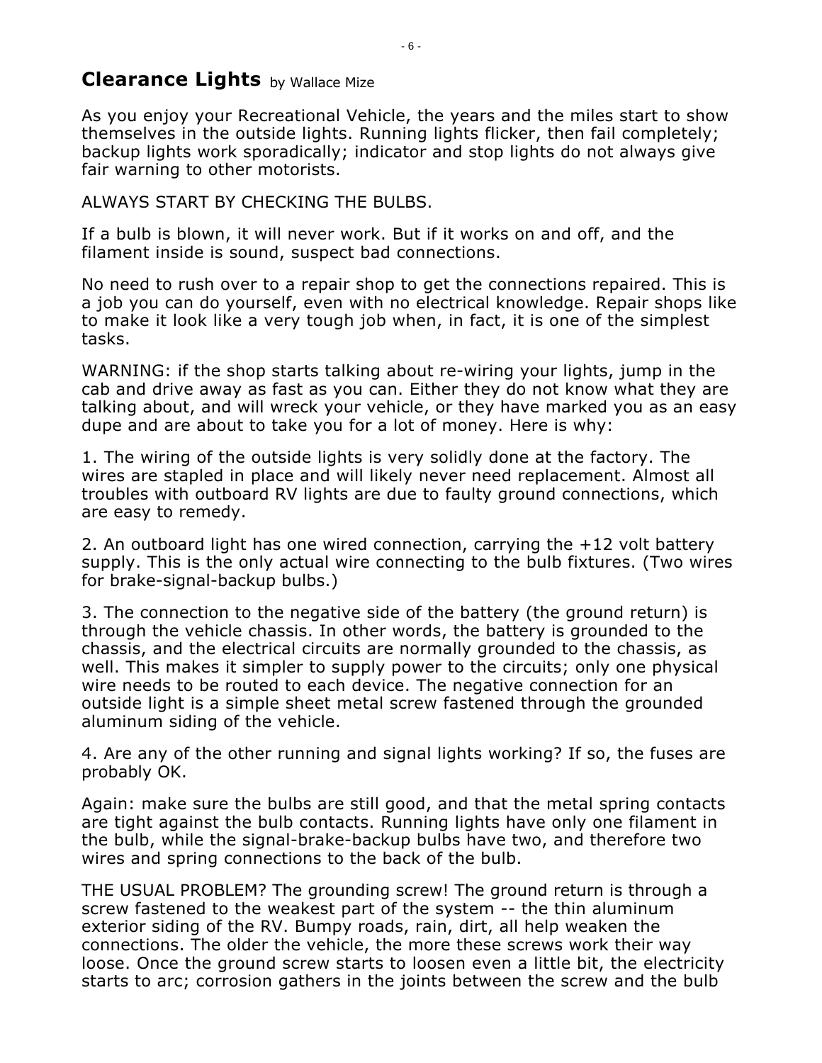## **Clearance Lights** by Wallace Mize

As you enjoy your Recreational Vehicle, the years and the miles start to show themselves in the outside lights. Running lights flicker, then fail completely; backup lights work sporadically; indicator and stop lights do not always give fair warning to other motorists.

ALWAYS START BY CHECKING THE BULBS.

If a bulb is blown, it will never work. But if it works on and off, and the filament inside is sound, suspect bad connections.

No need to rush over to a repair shop to get the connections repaired. This is a job you can do yourself, even with no electrical knowledge. Repair shops like to make it look like a very tough job when, in fact, it is one of the simplest tasks.

WARNING: if the shop starts talking about re-wiring your lights, jump in the cab and drive away as fast as you can. Either they do not know what they are talking about, and will wreck your vehicle, or they have marked you as an easy dupe and are about to take you for a lot of money. Here is why:

1. The wiring of the outside lights is very solidly done at the factory. The wires are stapled in place and will likely never need replacement. Almost all troubles with outboard RV lights are due to faulty ground connections, which are easy to remedy.

2. An outboard light has one wired connection, carrying the +12 volt battery supply. This is the only actual wire connecting to the bulb fixtures. (Two wires for brake-signal-backup bulbs.)

3. The connection to the negative side of the battery (the ground return) is through the vehicle chassis. In other words, the battery is grounded to the chassis, and the electrical circuits are normally grounded to the chassis, as well. This makes it simpler to supply power to the circuits; only one physical wire needs to be routed to each device. The negative connection for an outside light is a simple sheet metal screw fastened through the grounded aluminum siding of the vehicle.

4. Are any of the other running and signal lights working? If so, the fuses are probably OK.

Again: make sure the bulbs are still good, and that the metal spring contacts are tight against the bulb contacts. Running lights have only one filament in the bulb, while the signal-brake-backup bulbs have two, and therefore two wires and spring connections to the back of the bulb.

THE USUAL PROBLEM? The grounding screw! The ground return is through a screw fastened to the weakest part of the system -- the thin aluminum exterior siding of the RV. Bumpy roads, rain, dirt, all help weaken the connections. The older the vehicle, the more these screws work their way loose. Once the ground screw starts to loosen even a little bit, the electricity starts to arc; corrosion gathers in the joints between the screw and the bulb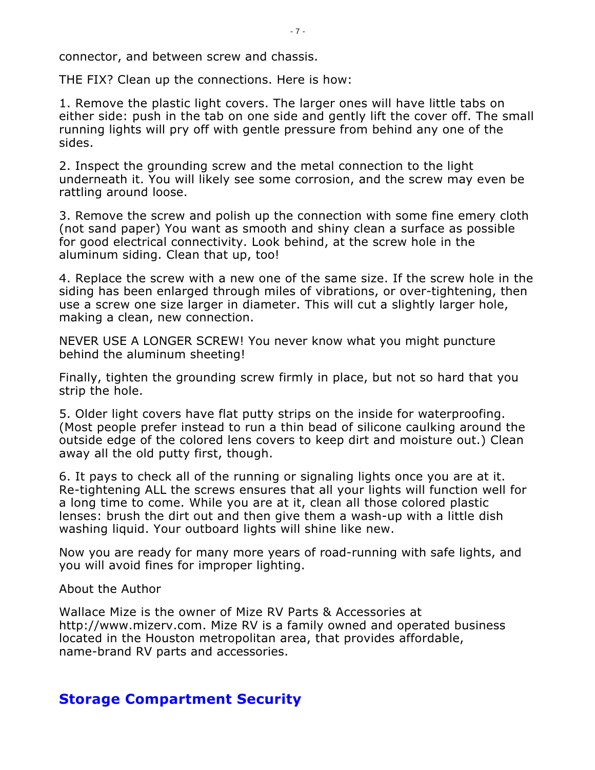connector, and between screw and chassis.

THE FIX? Clean up the connections. Here is how:

1. Remove the plastic light covers. The larger ones will have little tabs on either side: push in the tab on one side and gently lift the cover off. The small running lights will pry off with gentle pressure from behind any one of the sides.

2. Inspect the grounding screw and the metal connection to the light underneath it. You will likely see some corrosion, and the screw may even be rattling around loose.

3. Remove the screw and polish up the connection with some fine emery cloth (not sand paper) You want as smooth and shiny clean a surface as possible for good electrical connectivity. Look behind, at the screw hole in the aluminum siding. Clean that up, too!

4. Replace the screw with a new one of the same size. If the screw hole in the siding has been enlarged through miles of vibrations, or over-tightening, then use a screw one size larger in diameter. This will cut a slightly larger hole, making a clean, new connection.

NEVER USE A LONGER SCREW! You never know what you might puncture behind the aluminum sheeting!

Finally, tighten the grounding screw firmly in place, but not so hard that you strip the hole.

5. Older light covers have flat putty strips on the inside for waterproofing. (Most people prefer instead to run a thin bead of silicone caulking around the outside edge of the colored lens covers to keep dirt and moisture out.) Clean away all the old putty first, though.

6. It pays to check all of the running or signaling lights once you are at it. Re-tightening ALL the screws ensures that all your lights will function well for a long time to come. While you are at it, clean all those colored plastic lenses: brush the dirt out and then give them a wash-up with a little dish washing liquid. Your outboard lights will shine like new.

Now you are ready for many more years of road-running with safe lights, and you will avoid fines for improper lighting.

About the Author

Wallace Mize is the owner of Mize RV Parts & Accessories at http://www.mizerv.com. Mize RV is a family owned and operated business located in the Houston metropolitan area, that provides affordable, name-brand RV parts and accessories.

## Storage Compartment Security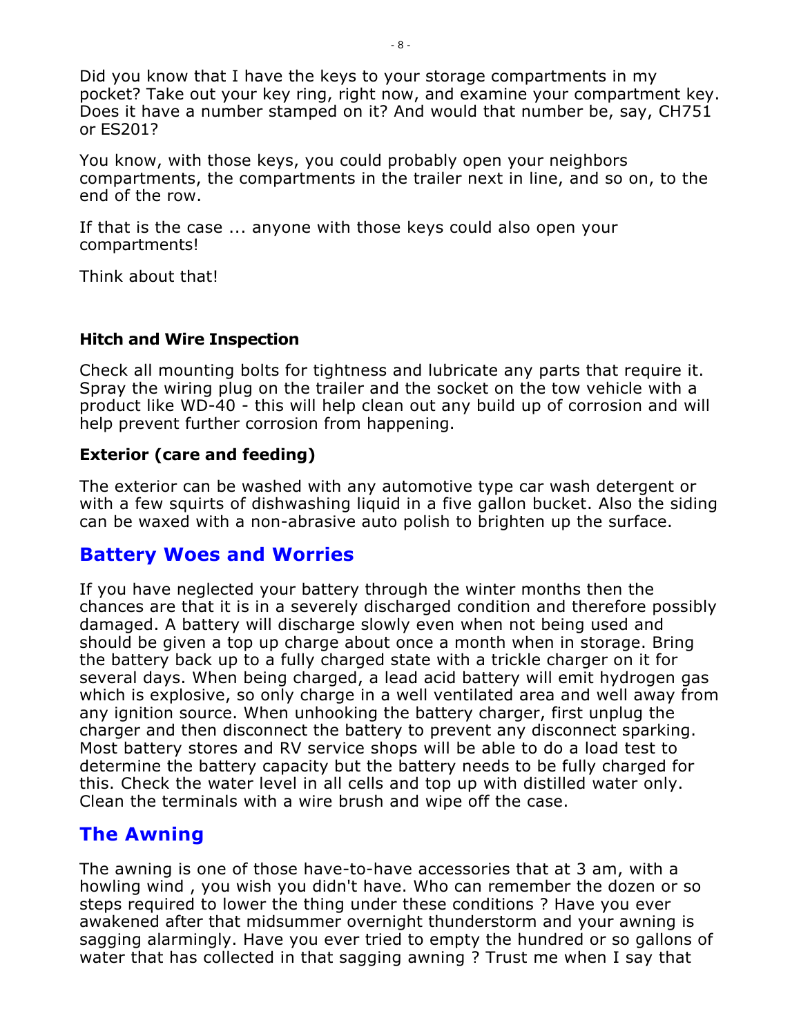Did you know that I have the keys to your storage compartments in my pocket? Take out your key ring, right now, and examine your compartment key. Does it have a number stamped on it? And would that number be, say, CH751 or ES201?

You know, with those keys, you could probably open your neighbors compartments, the compartments in the trailer next in line, and so on, to the end of the row.

If that is the case ... anyone with those keys could also open your compartments!

Think about that!

### Hitch and Wire Inspection

Check all mounting bolts for tightness and lubricate any parts that require it. Spray the wiring plug on the trailer and the socket on the tow vehicle with a product like WD-40 - this will help clean out any build up of corrosion and will help prevent further corrosion from happening.

### Exterior (care and feeding)

The exterior can be washed with any automotive type car wash detergent or with a few squirts of dishwashing liquid in a five gallon bucket. Also the siding can be waxed with a non-abrasive auto polish to brighten up the surface.

## Battery Woes and Worries

If you have neglected your battery through the winter months then the chances are that it is in a severely discharged condition and therefore possibly damaged. A battery will discharge slowly even when not being used and should be given a top up charge about once a month when in storage. Bring the battery back up to a fully charged state with a trickle charger on it for several days. When being charged, a lead acid battery will emit hydrogen gas which is explosive, so only charge in a well ventilated area and well away from any ignition source. When unhooking the battery charger, first unplug the charger and then disconnect the battery to prevent any disconnect sparking. Most battery stores and RV service shops will be able to do a load test to determine the battery capacity but the battery needs to be fully charged for this. Check the water level in all cells and top up with distilled water only. Clean the terminals with a wire brush and wipe off the case.

## The Awning

The awning is one of those have-to-have accessories that at 3 am, with a howling wind , you wish you didn't have. Who can remember the dozen or so steps required to lower the thing under these conditions ? Have you ever awakened after that midsummer overnight thunderstorm and your awning is sagging alarmingly. Have you ever tried to empty the hundred or so gallons of water that has collected in that sagging awning ? Trust me when I say that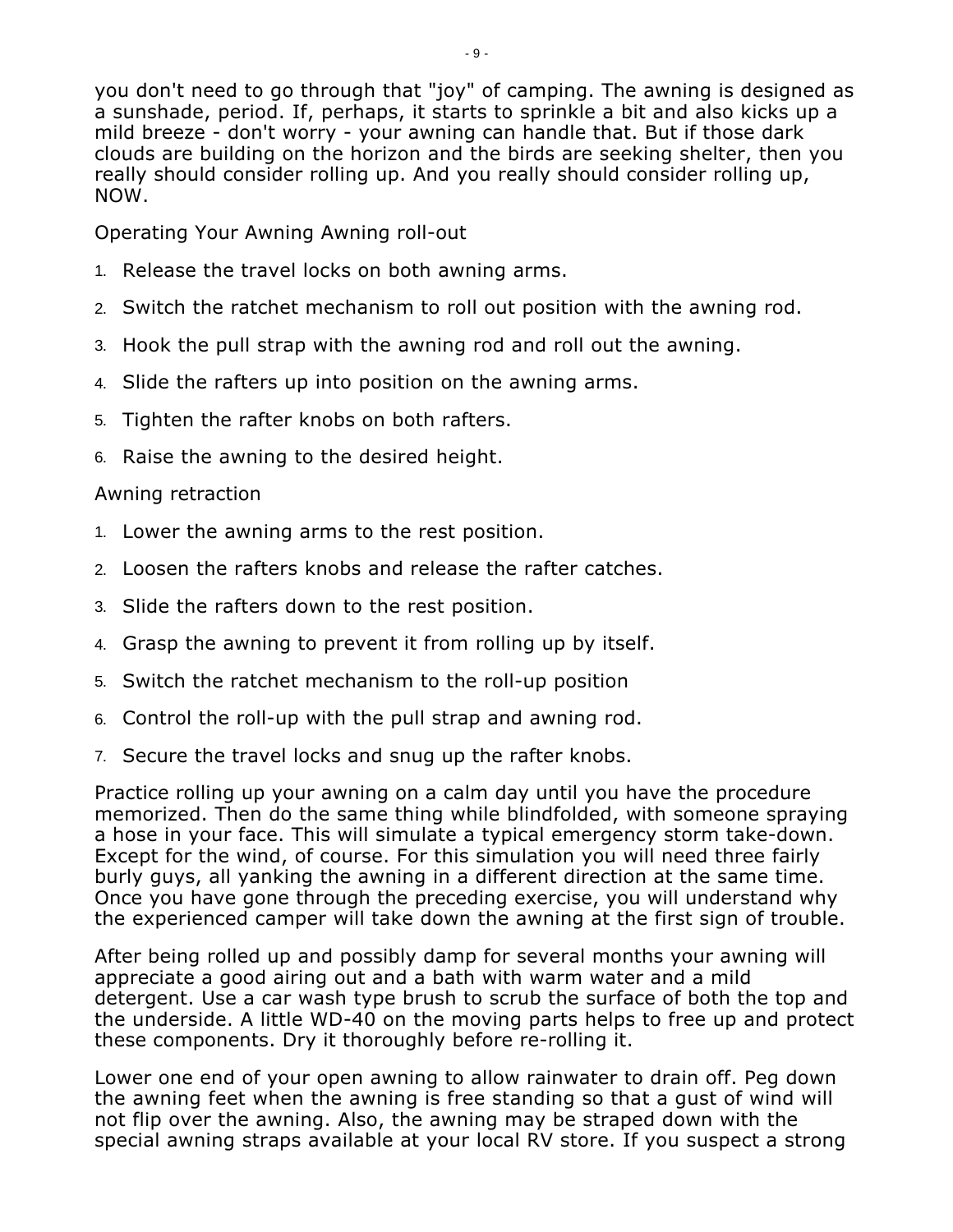you don't need to go through that "joy" of camping. The awning is designed as a sunshade, period. If, perhaps, it starts to sprinkle a bit and also kicks up a mild breeze - don't worry - your awning can handle that. But if those dark clouds are building on the horizon and the birds are seeking shelter, then you really should consider rolling up. And you really should consider rolling up, NOW.

Operating Your Awning Awning roll-out

1. Release the travel locks on both awning arms.
2. Switch the ratchet mechanism to roll out position with the awning rod.
3. Hook the pull strap with the awning rod and roll out the awning.
4. Slide the rafters up into position on the awning arms.
5. Tighten the rafter knobs on both rafters.
6. Raise the awning to the desired height.

Awning retraction

1. Lower the awning arms to the rest position.
2. Loosen the rafters knobs and release the rafter catches.
3. Slide the rafters down to the rest position.
4. Grasp the awning to prevent it from rolling up by itself.
5. Switch the ratchet mechanism to the roll-up position
6. Control the roll-up with the pull strap and awning rod.
7. Secure the travel locks and snug up the rafter knobs.

Practice rolling up your awning on a calm day until you have the procedure memorized. Then do the same thing while blindfolded, with someone spraying a hose in your face. This will simulate a typical emergency storm take-down. Except for the wind, of course. For this simulation you will need three fairly burly guys, all yanking the awning in a different direction at the same time. Once you have gone through the preceding exercise, you will understand why the experienced camper will take down the awning at the first sign of trouble.

After being rolled up and possibly damp for several months your awning will appreciate a good airing out and a bath with warm water and a mild detergent. Use a car wash type brush to scrub the surface of both the top and the underside. A little WD-40 on the moving parts helps to free up and protect these components. Dry it thoroughly before re-rolling it.

Lower one end of your open awning to allow rainwater to drain off. Peg down the awning feet when the awning is free standing so that a gust of wind will not flip over the awning. Also, the awning may be straped down with the special awning straps available at your local RV store. If you suspect a strong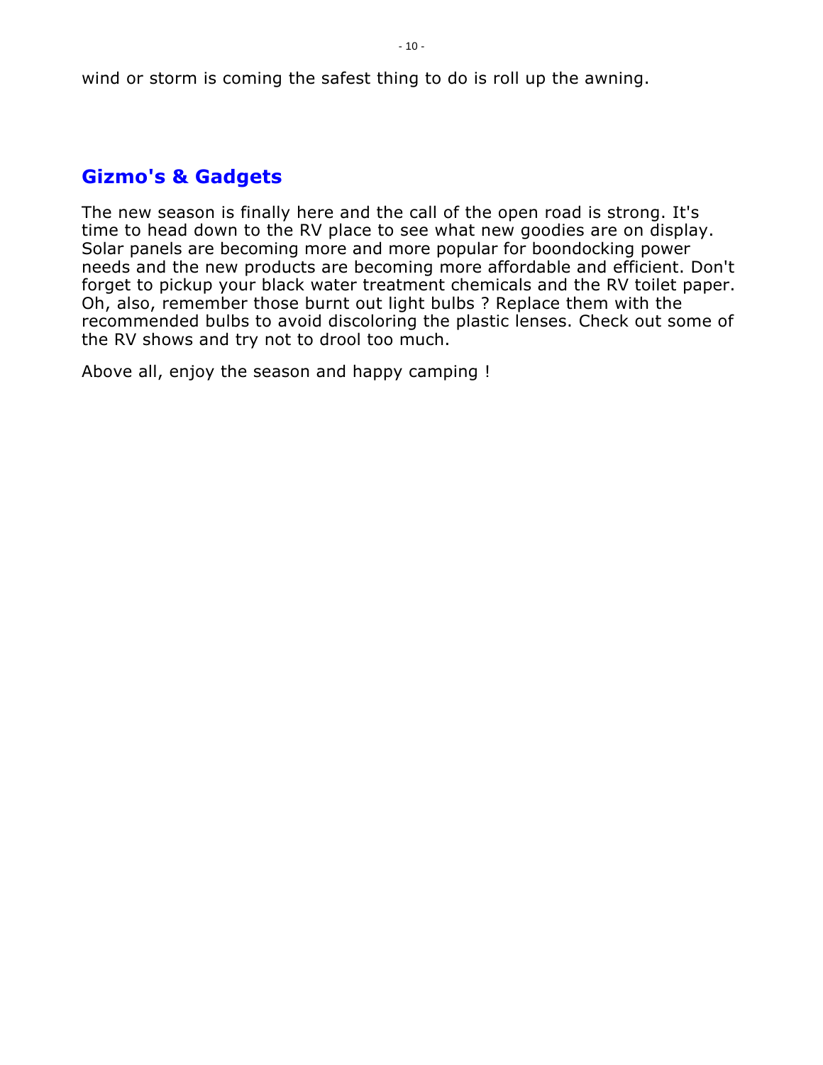wind or storm is coming the safest thing to do is roll up the awning.

## Gizmo's & Gadgets

The new season is finally here and the call of the open road is strong. It's time to head down to the RV place to see what new goodies are on display. Solar panels are becoming more and more popular for boondocking power needs and the new products are becoming more affordable and efficient. Don't forget to pickup your black water treatment chemicals and the RV toilet paper. Oh, also, remember those burnt out light bulbs ? Replace them with the recommended bulbs to avoid discoloring the plastic lenses. Check out some of the RV shows and try not to drool too much.

Above all, enjoy the season and happy camping !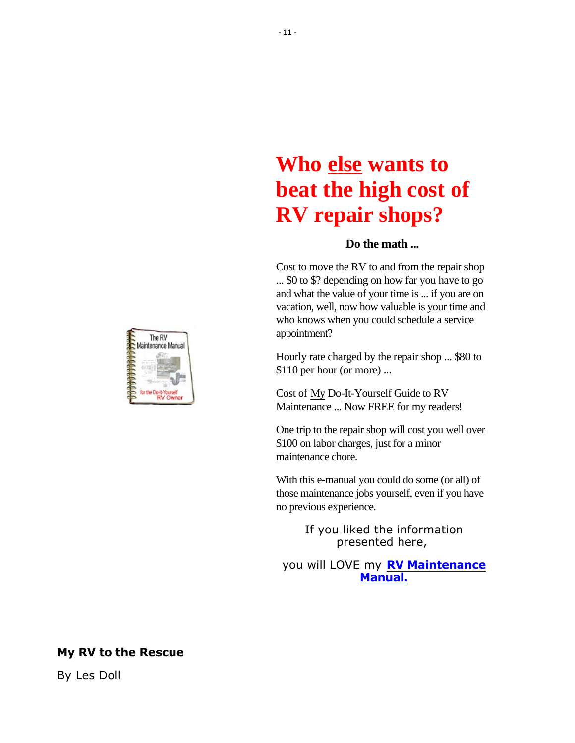# Who *else* wants to beat the high cost of RV repair shops?

**Do the math ...**

Cost to move the RV to and from the repair shop ... $0 to $? depending on how far you have to go and what the value of your time is ... if you are on vacation, well, now how valuable is your time and who knows when you could schedule a service appointment?

Hourly rate charged by the repair shop ... $80 to $110 per hour (or more) ...

Cost of My Do-It-Yourself Guide to RV Maintenance ... Now FREE for my readers!

One trip to the repair shop will cost you well over $100 on labor charges, just for a minor maintenance chore.

With this e-manual you could do some (or all) of those maintenance jobs yourself, even if you have no previous experience.

If you liked the information presented here,

you will LOVE my **RV Maintenance Manual.**

**My RV to the Rescue**

By Les Doll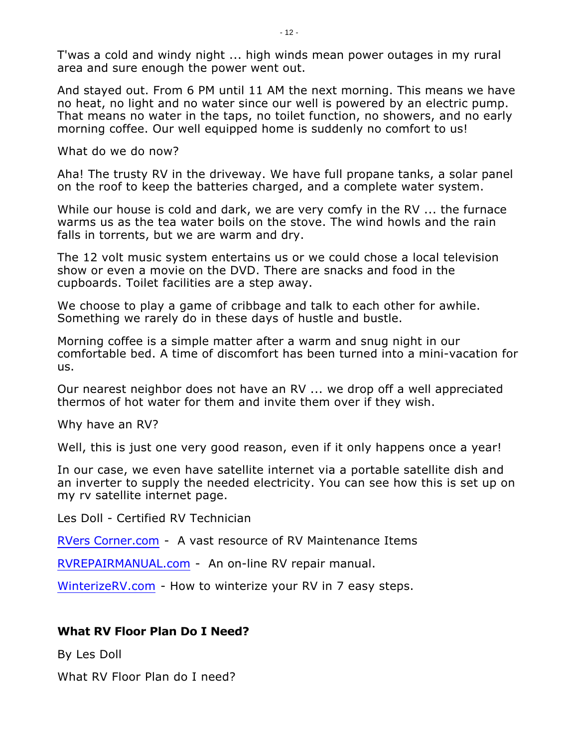T'was a cold and windy night ... high winds mean power outages in my rural area and sure enough the power went out.

And stayed out. From 6 PM until 11 AM the next morning. This means we have no heat, no light and no water since our well is powered by an electric pump. That means no water in the taps, no toilet function, no showers, and no early morning coffee. Our well equipped home is suddenly no comfort to us!

What do we do now?

Aha! The trusty RV in the driveway. We have full propane tanks, a solar panel on the roof to keep the batteries charged, and a complete water system.

While our house is cold and dark, we are very comfy in the RV ... the furnace warms us as the tea water boils on the stove. The wind howls and the rain falls in torrents, but we are warm and dry.

The 12 volt music system entertains us or we could chose a local television show or even a movie on the DVD. There are snacks and food in the cupboards. Toilet facilities are a step away.

We choose to play a game of cribbage and talk to each other for awhile. Something we rarely do in these days of hustle and bustle.

Morning coffee is a simple matter after a warm and snug night in our comfortable bed. A time of discomfort has been turned into a mini-vacation for us.

Our nearest neighbor does not have an RV ... we drop off a well appreciated thermos of hot water for them and invite them over if they wish.

Why have an RV?

Well, this is just one very good reason, even if it only happens once a year!

In our case, we even have satellite internet via a portable satellite dish and an inverter to supply the needed electricity. You can see how this is set up on my rv satellite internet page.

Les Doll - Certified RV Technician

RVers Corner.com - A vast resource of RV Maintenance Items

RVREPAIRMANUAL.com - An on-line RV repair manual.

WinterizeRV.com - How to winterize your RV in 7 easy steps.

## What RV Floor Plan Do I Need?

By Les Doll

What RV Floor Plan do I need?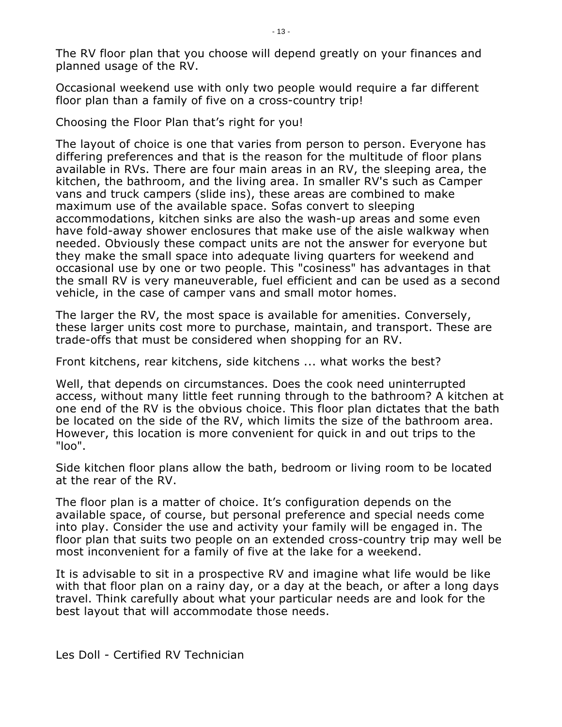The RV floor plan that you choose will depend greatly on your finances and planned usage of the RV.

Occasional weekend use with only two people would require a far different floor plan than a family of five on a cross-country trip!

Choosing the Floor Plan that's right for you!

The layout of choice is one that varies from person to person. Everyone has differing preferences and that is the reason for the multitude of floor plans available in RVs. There are four main areas in an RV, the sleeping area, the kitchen, the bathroom, and the living area. In smaller RV's such as Camper vans and truck campers (slide ins), these areas are combined to make maximum use of the available space. Sofas convert to sleeping accommodations, kitchen sinks are also the wash-up areas and some even have fold-away shower enclosures that make use of the aisle walkway when needed. Obviously these compact units are not the answer for everyone but they make the small space into adequate living quarters for weekend and occasional use by one or two people. This "cosiness" has advantages in that the small RV is very maneuverable, fuel efficient and can be used as a second vehicle, in the case of camper vans and small motor homes.

The larger the RV, the most space is available for amenities. Conversely, these larger units cost more to purchase, maintain, and transport. These are trade-offs that must be considered when shopping for an RV.

Front kitchens, rear kitchens, side kitchens ... what works the best?

Well, that depends on circumstances. Does the cook need uninterrupted access, without many little feet running through to the bathroom? A kitchen at one end of the RV is the obvious choice. This floor plan dictates that the bath be located on the side of the RV, which limits the size of the bathroom area. However, this location is more convenient for quick in and out trips to the "loo".

Side kitchen floor plans allow the bath, bedroom or living room to be located at the rear of the RV.

The floor plan is a matter of choice. It's configuration depends on the available space, of course, but personal preference and special needs come into play. Consider the use and activity your family will be engaged in. The floor plan that suits two people on an extended cross-country trip may well be most inconvenient for a family of five at the lake for a weekend.

It is advisable to sit in a prospective RV and imagine what life would be like with that floor plan on a rainy day, or a day at the beach, or after a long days travel. Think carefully about what your particular needs are and look for the best layout that will accommodate those needs.

Les Doll - Certified RV Technician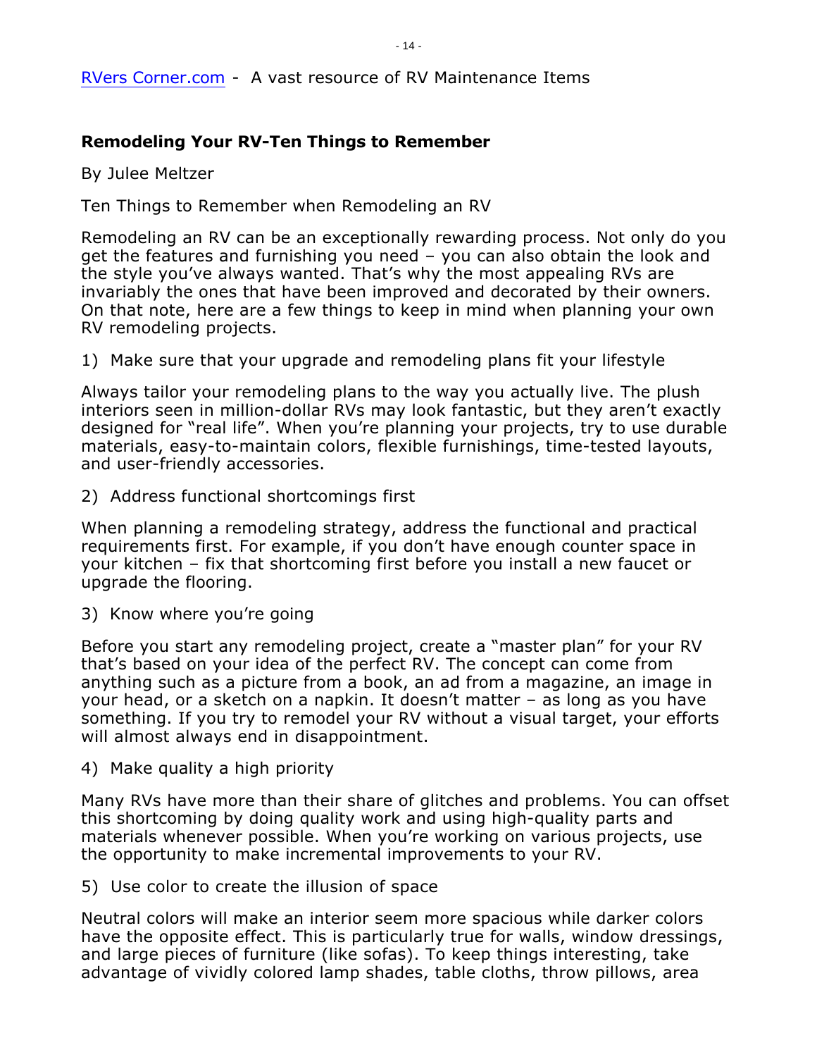[RVers Corner.com](#) - A vast resource of RV Maintenance Items

## Remodeling Your RV-Ten Things to Remember

By Julee Meltzer

Ten Things to Remember when Remodeling an RV

Remodeling an RV can be an exceptionally rewarding process. Not only do you get the features and furnishing you need – you can also obtain the look and the style you've always wanted. That's why the most appealing RVs are invariably the ones that have been improved and decorated by their owners. On that note, here are a few things to keep in mind when planning your own RV remodeling projects.

1) Make sure that your upgrade and remodeling plans fit your lifestyle

Always tailor your remodeling plans to the way you actually live. The plush interiors seen in million-dollar RVs may look fantastic, but they aren't exactly designed for "real life". When you're planning your projects, try to use durable materials, easy-to-maintain colors, flexible furnishings, time-tested layouts, and user-friendly accessories.

2) Address functional shortcomings first

When planning a remodeling strategy, address the functional and practical requirements first. For example, if you don't have enough counter space in your kitchen – fix that shortcoming first before you install a new faucet or upgrade the flooring.

3) Know where you're going

Before you start any remodeling project, create a "master plan" for your RV that's based on your idea of the perfect RV. The concept can come from anything such as a picture from a book, an ad from a magazine, an image in your head, or a sketch on a napkin. It doesn't matter – as long as you have something. If you try to remodel your RV without a visual target, your efforts will almost always end in disappointment.

4) Make quality a high priority

Many RVs have more than their share of glitches and problems. You can offset this shortcoming by doing quality work and using high-quality parts and materials whenever possible. When you're working on various projects, use the opportunity to make incremental improvements to your RV.

5) Use color to create the illusion of space

Neutral colors will make an interior seem more spacious while darker colors have the opposite effect. This is particularly true for walls, window dressings, and large pieces of furniture (like sofas). To keep things interesting, take advantage of vividly colored lamp shades, table cloths, throw pillows, area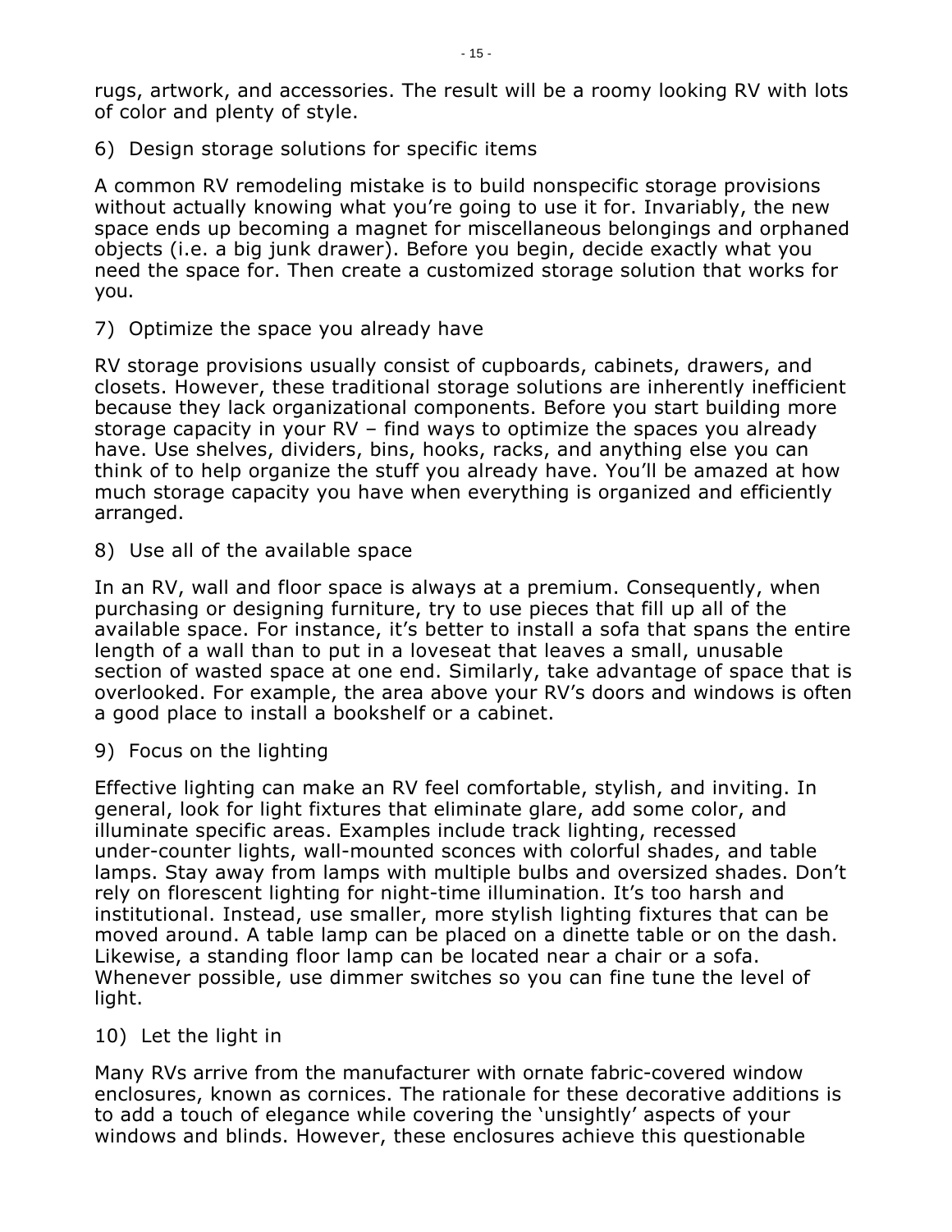rugs, artwork, and accessories. The result will be a roomy looking RV with lots of color and plenty of style.

6) Design storage solutions for specific items

A common RV remodeling mistake is to build nonspecific storage provisions without actually knowing what you're going to use it for. Invariably, the new space ends up becoming a magnet for miscellaneous belongings and orphaned objects (i.e. a big junk drawer). Before you begin, decide exactly what you need the space for. Then create a customized storage solution that works for you.

7) Optimize the space you already have

RV storage provisions usually consist of cupboards, cabinets, drawers, and closets. However, these traditional storage solutions are inherently inefficient because they lack organizational components. Before you start building more storage capacity in your RV – find ways to optimize the spaces you already have. Use shelves, dividers, bins, hooks, racks, and anything else you can think of to help organize the stuff you already have. You'll be amazed at how much storage capacity you have when everything is organized and efficiently arranged.

8) Use all of the available space

In an RV, wall and floor space is always at a premium. Consequently, when purchasing or designing furniture, try to use pieces that fill up all of the available space. For instance, it's better to install a sofa that spans the entire length of a wall than to put in a loveseat that leaves a small, unusable section of wasted space at one end. Similarly, take advantage of space that is overlooked. For example, the area above your RV's doors and windows is often a good place to install a bookshelf or a cabinet.

9) Focus on the lighting

Effective lighting can make an RV feel comfortable, stylish, and inviting. In general, look for light fixtures that eliminate glare, add some color, and illuminate specific areas. Examples include track lighting, recessed under-counter lights, wall-mounted sconces with colorful shades, and table lamps. Stay away from lamps with multiple bulbs and oversized shades. Don't rely on florescent lighting for night-time illumination. It's too harsh and institutional. Instead, use smaller, more stylish lighting fixtures that can be moved around. A table lamp can be placed on a dinette table or on the dash. Likewise, a standing floor lamp can be located near a chair or a sofa. Whenever possible, use dimmer switches so you can fine tune the level of light.

10) Let the light in

Many RVs arrive from the manufacturer with ornate fabric-covered window enclosures, known as cornices. The rationale for these decorative additions is to add a touch of elegance while covering the 'unsightly' aspects of your windows and blinds. However, these enclosures achieve this questionable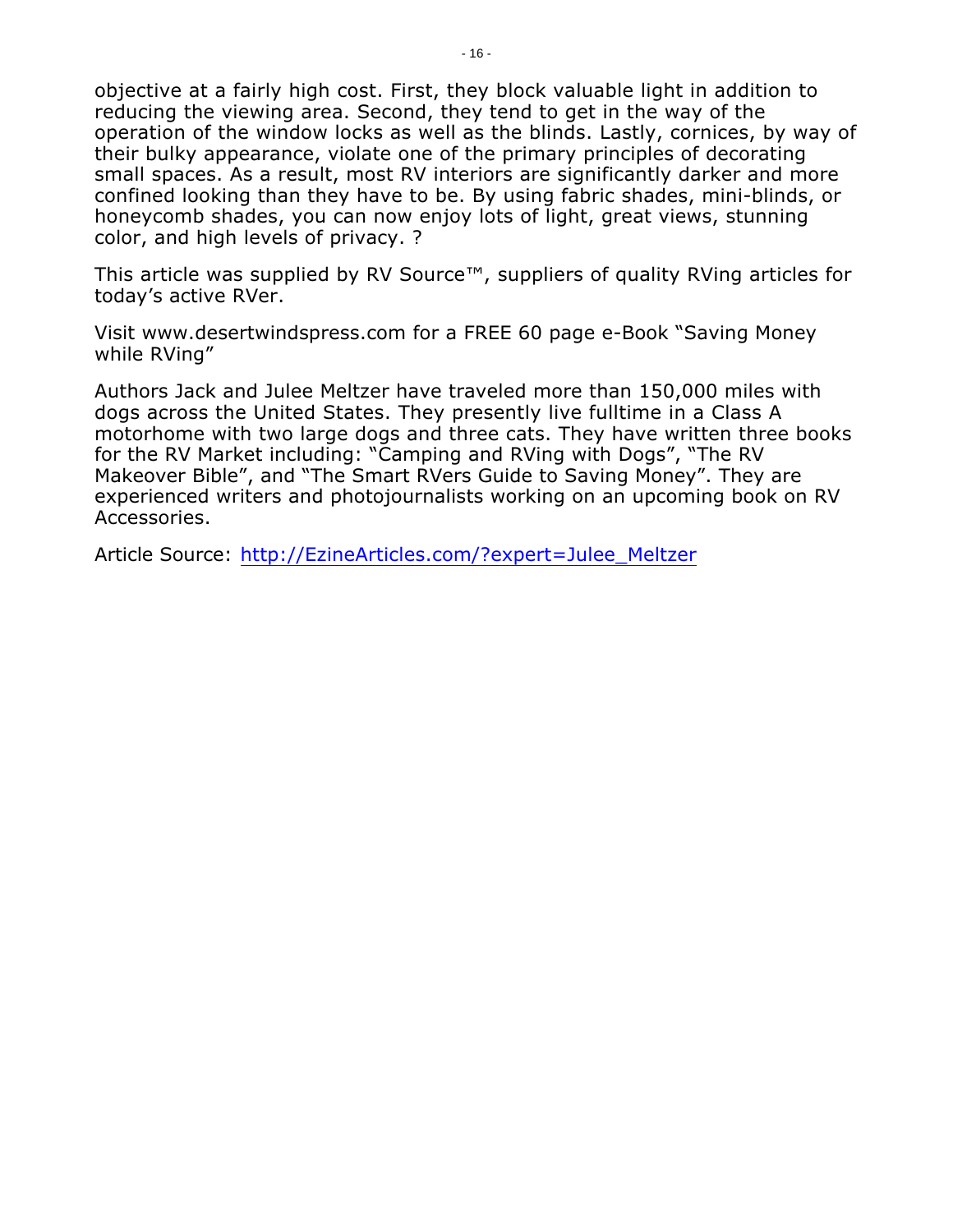objective at a fairly high cost. First, they block valuable light in addition to reducing the viewing area. Second, they tend to get in the way of the operation of the window locks as well as the blinds. Lastly, cornices, by way of their bulky appearance, violate one of the primary principles of decorating small spaces. As a result, most RV interiors are significantly darker and more confined looking than they have to be. By using fabric shades, mini-blinds, or honeycomb shades, you can now enjoy lots of light, great views, stunning color, and high levels of privacy. ?

This article was supplied by RV Source™, suppliers of quality RVing articles for today's active RVer.

Visit www.desertwindspress.com for a FREE 60 page e-Book "Saving Money while RVing"

Authors Jack and Julee Meltzer have traveled more than 150,000 miles with dogs across the United States. They presently live fulltime in a Class A motorhome with two large dogs and three cats. They have written three books for the RV Market including: "Camping and RVing with Dogs", "The RV Makeover Bible", and "The Smart RVers Guide to Saving Money". They are experienced writers and photojournalists working on an upcoming book on RV Accessories.

Article Source: [http://EzineArticles.com/?expert=Julee_Meltzer](http://EzineArticles.com/?expert=Julee_Meltzer)